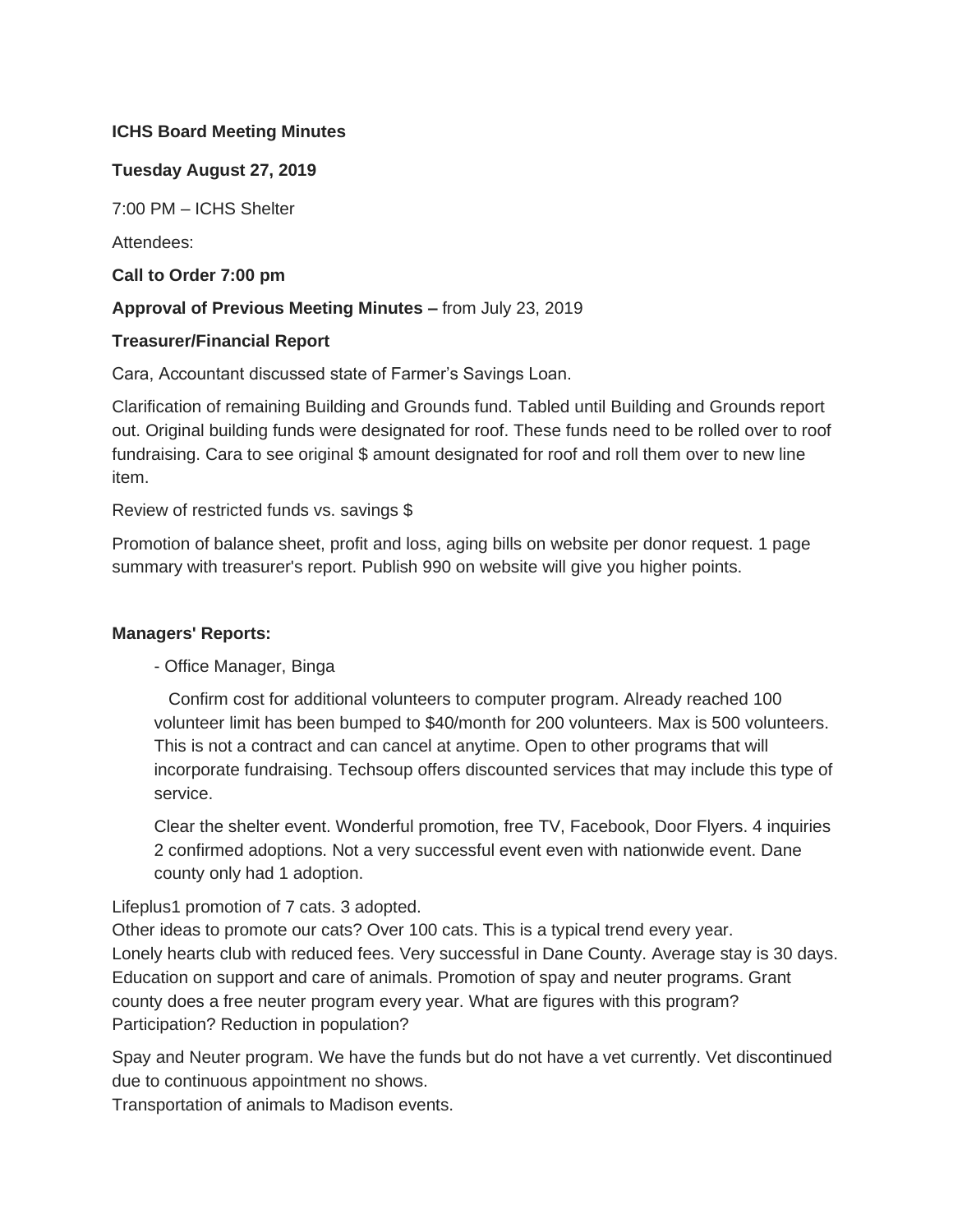**ICHS Board Meeting Minutes**

**Tuesday August 27, 2019**

7:00 PM – ICHS Shelter

Attendees:

**Call to Order 7:00 pm**

**Approval of Previous Meeting Minutes –** from July 23, 2019

**Treasurer/Financial Report**

Cara, Accountant discussed state of Farmer's Savings Loan.

Clarification of remaining Building and Grounds fund. Tabled until Building and Grounds report out. Original building funds were designated for roof. These funds need to be rolled over to roof fundraising. Cara to see original $ amount designated for roof and roll them over to new line item.

Review of restricted funds vs. savings $

Promotion of balance sheet, profit and loss, aging bills on website per donor request. 1 page summary with treasurer's report. Publish 990 on website will give you higher points.

**Managers' Reports:**

- Office Manager, Binga

  Confirm cost for additional volunteers to computer program. Already reached 100 volunteer limit has been bumped to $40/month for 200 volunteers. Max is 500 volunteers. This is not a contract and can cancel at anytime. Open to other programs that will incorporate fundraising. Techsoup offers discounted services that may include this type of service.

  Clear the shelter event. Wonderful promotion, free TV, Facebook, Door Flyers. 4 inquiries 2 confirmed adoptions. Not a very successful event even with nationwide event. Dane county only had 1 adoption.

Lifeplus1 promotion of 7 cats. 3 adopted.
Other ideas to promote our cats? Over 100 cats. This is a typical trend every year.
Lonely hearts club with reduced fees. Very successful in Dane County. Average stay is 30 days.
Education on support and care of animals. Promotion of spay and neuter programs. Grant county does a free neuter program every year. What are figures with this program? Participation? Reduction in population?

Spay and Neuter program. We have the funds but do not have a vet currently. Vet discontinued due to continuous appointment no shows.
Transportation of animals to Madison events.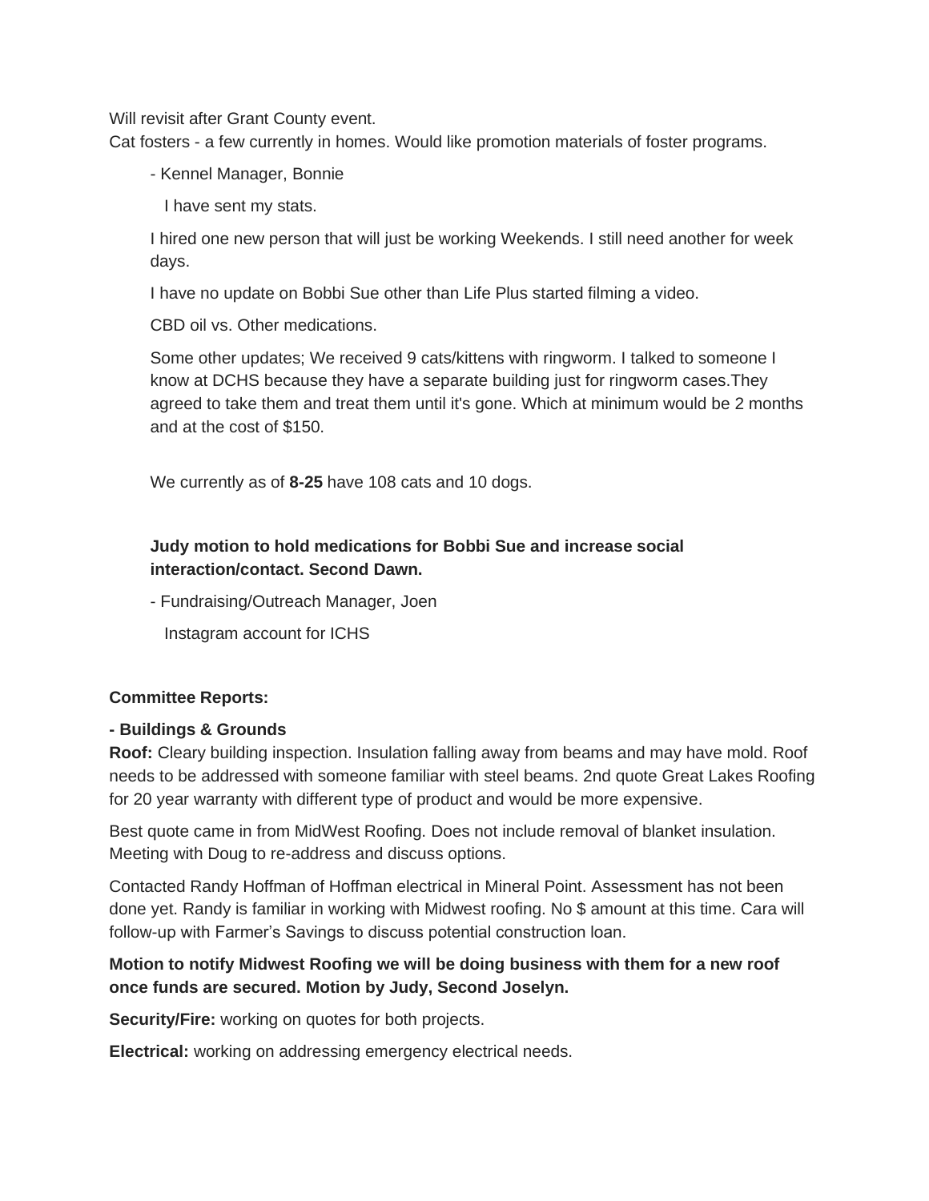Will revisit after Grant County event.
Cat fosters - a few currently in homes. Would like promotion materials of foster programs.

- Kennel Manager, Bonnie

  I have sent my stats.

  I hired one new person that will just be working Weekends. I still need another for week days.

  I have no update on Bobbi Sue other than Life Plus started filming a video.

  CBD oil vs. Other medications.

  Some other updates; We received 9 cats/kittens with ringworm. I talked to someone I know at DCHS because they have a separate building just for ringworm cases.They agreed to take them and treat them until it's gone. Which at minimum would be 2 months and at the cost of $150.

  We currently as of **8-25** have 108 cats and 10 dogs.

  **Judy motion to hold medications for Bobbi Sue and increase social interaction/contact. Second Dawn.**

- Fundraising/Outreach Manager, Joen

  Instagram account for ICHS

**Committee Reports:**

**- Buildings & Grounds**

**Roof:** Cleary building inspection. Insulation falling away from beams and may have mold. Roof needs to be addressed with someone familiar with steel beams. 2nd quote Great Lakes Roofing for 20 year warranty with different type of product and would be more expensive.

Best quote came in from MidWest Roofing. Does not include removal of blanket insulation. Meeting with Doug to re-address and discuss options.

Contacted Randy Hoffman of Hoffman electrical in Mineral Point. Assessment has not been done yet. Randy is familiar in working with Midwest roofing. No $ amount at this time. Cara will follow-up with Farmer's Savings to discuss potential construction loan.

**Motion to notify Midwest Roofing we will be doing business with them for a new roof once funds are secured. Motion by Judy, Second Joselyn.**

**Security/Fire:** working on quotes for both projects.

**Electrical:** working on addressing emergency electrical needs.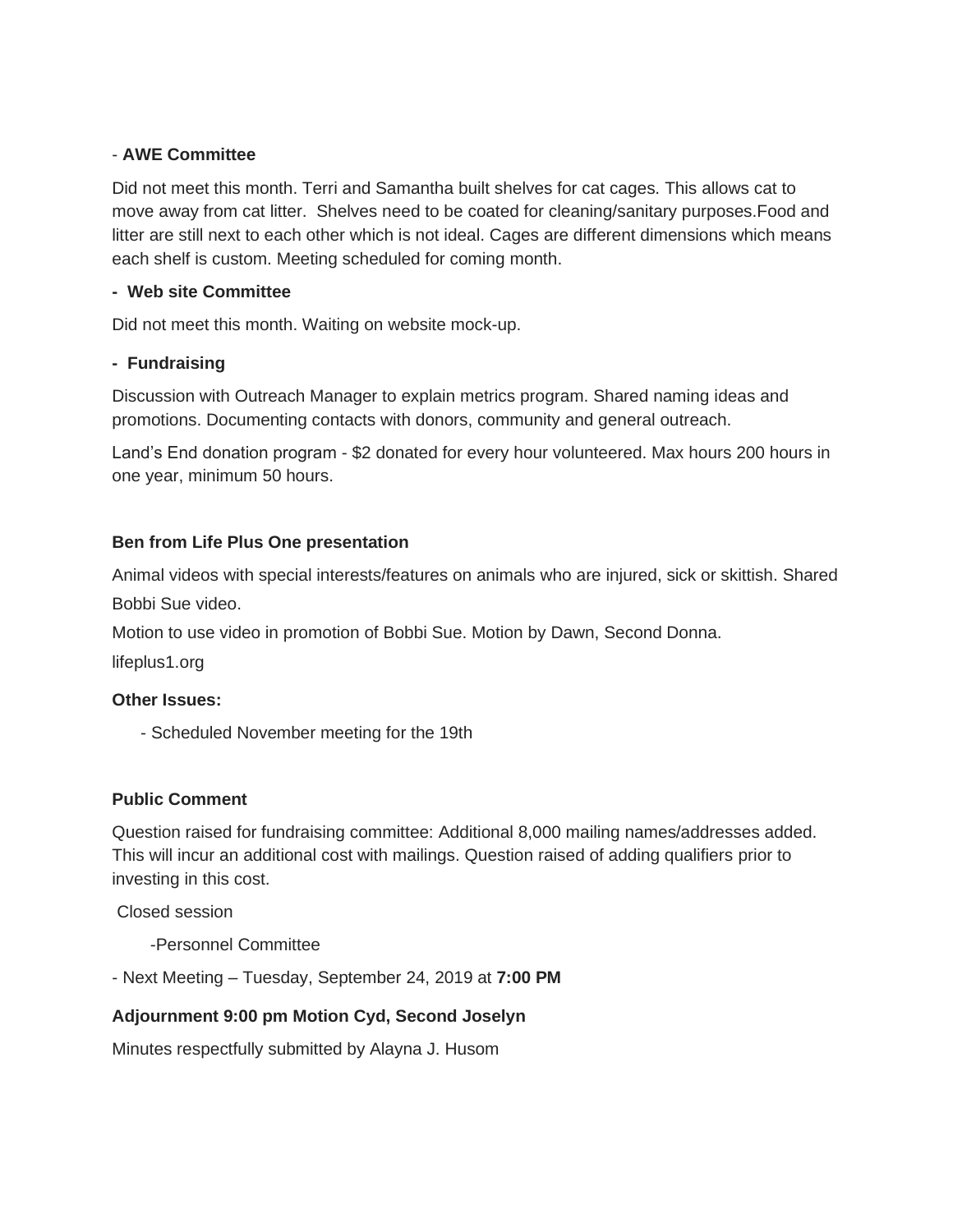- **AWE Committee**

Did not meet this month. Terri and Samantha built shelves for cat cages. This allows cat to move away from cat litter. Shelves need to be coated for cleaning/sanitary purposes.Food and litter are still next to each other which is not ideal. Cages are different dimensions which means each shelf is custom. Meeting scheduled for coming month.

- **Web site Committee**

Did not meet this month. Waiting on website mock-up.

- **Fundraising**

Discussion with Outreach Manager to explain metrics program. Shared naming ideas and promotions. Documenting contacts with donors, community and general outreach.

Land's End donation program - $2 donated for every hour volunteered. Max hours 200 hours in one year, minimum 50 hours.

**Ben from Life Plus One presentation**

Animal videos with special interests/features on animals who are injured, sick or skittish. Shared Bobbi Sue video.

Motion to use video in promotion of Bobbi Sue. Motion by Dawn, Second Donna.

lifeplus1.org

**Other Issues:**

- Scheduled November meeting for the 19th

**Public Comment**

Question raised for fundraising committee: Additional 8,000 mailing names/addresses added. This will incur an additional cost with mailings. Question raised of adding qualifiers prior to investing in this cost.

Closed session

-Personnel Committee

- Next Meeting – Tuesday, September 24, 2019 at **7:00 PM**

**Adjournment 9:00 pm Motion Cyd, Second Joselyn**

Minutes respectfully submitted by Alayna J. Husom